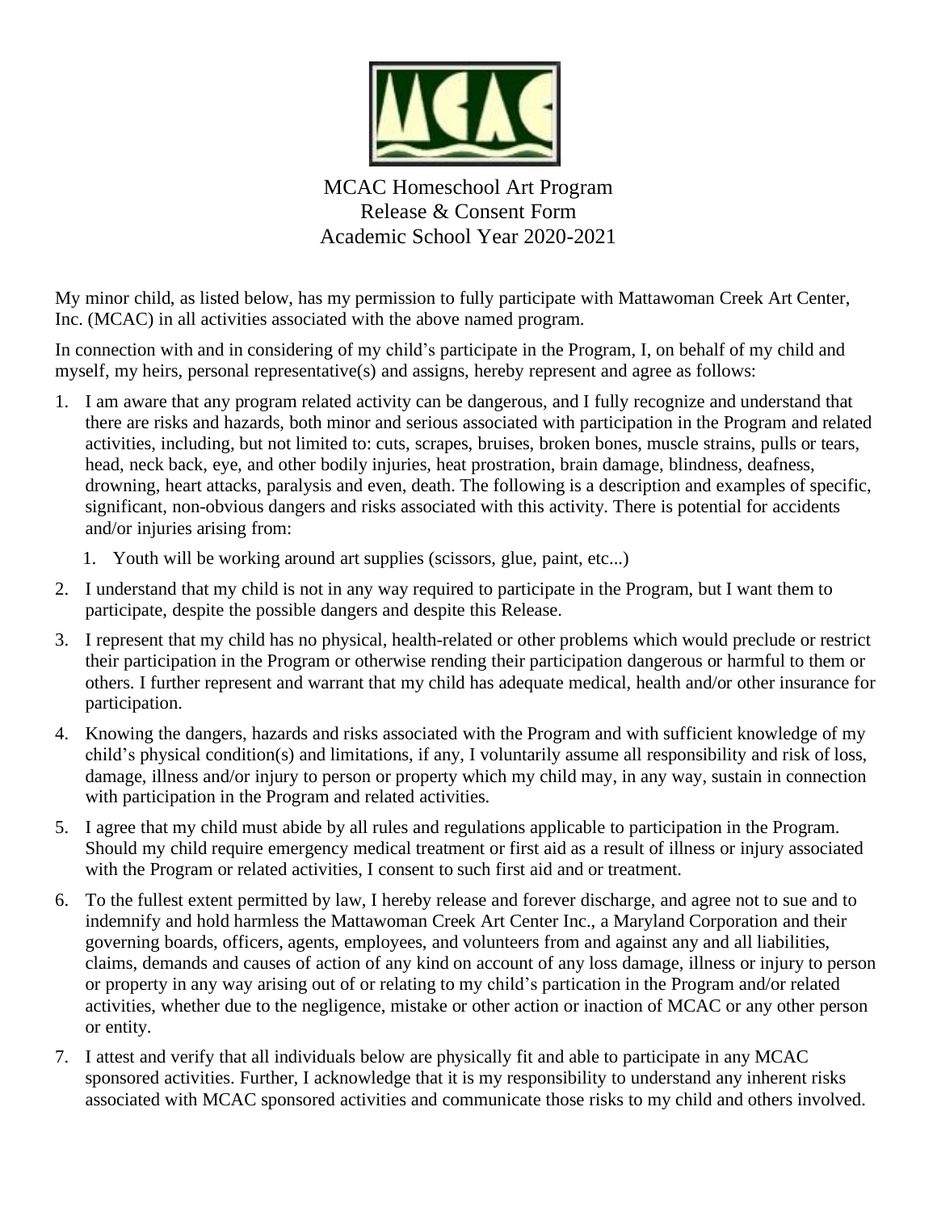MCAC Homeschool Art Program
Release & Consent Form
Academic School Year 2020-2021

My minor child, as listed below, has my permission to fully participate with Mattawoman Creek Art Center, Inc. (MCAC) in all activities associated with the above named program.

In connection with and in considering of my child's participate in the Program, I, on behalf of my child and myself, my heirs, personal representative(s) and assigns, hereby represent and agree as follows:

1. I am aware that any program related activity can be dangerous, and I fully recognize and understand that there are risks and hazards, both minor and serious associated with participation in the Program and related activities, including, but not limited to: cuts, scrapes, bruises, broken bones, muscle strains, pulls or tears, head, neck back, eye, and other bodily injuries, heat prostration, brain damage, blindness, deafness, drowning, heart attacks, paralysis and even, death. The following is a description and examples of specific, significant, non-obvious dangers and risks associated with this activity. There is potential for accidents and/or injuries arising from:
   1. Youth will be working around art supplies (scissors, glue, paint, etc...)
2. I understand that my child is not in any way required to participate in the Program, but I want them to participate, despite the possible dangers and despite this Release.
3. I represent that my child has no physical, health-related or other problems which would preclude or restrict their participation in the Program or otherwise rending their participation dangerous or harmful to them or others. I further represent and warrant that my child has adequate medical, health and/or other insurance for participation.
4. Knowing the dangers, hazards and risks associated with the Program and with sufficient knowledge of my child's physical condition(s) and limitations, if any, I voluntarily assume all responsibility and risk of loss, damage, illness and/or injury to person or property which my child may, in any way, sustain in connection with participation in the Program and related activities.
5. I agree that my child must abide by all rules and regulations applicable to participation in the Program. Should my child require emergency medical treatment or first aid as a result of illness or injury associated with the Program or related activities, I consent to such first aid and or treatment.
6. To the fullest extent permitted by law, I hereby release and forever discharge, and agree not to sue and to indemnify and hold harmless the Mattawoman Creek Art Center Inc., a Maryland Corporation and their governing boards, officers, agents, employees, and volunteers from and against any and all liabilities, claims, demands and causes of action of any kind on account of any loss damage, illness or injury to person or property in any way arising out of or relating to my child's partication in the Program and/or related activities, whether due to the negligence, mistake or other action or inaction of MCAC or any other person or entity.
7. I attest and verify that all individuals below are physically fit and able to participate in any MCAC sponsored activities. Further, I acknowledge that it is my responsibility to understand any inherent risks associated with MCAC sponsored activities and communicate those risks to my child and others involved.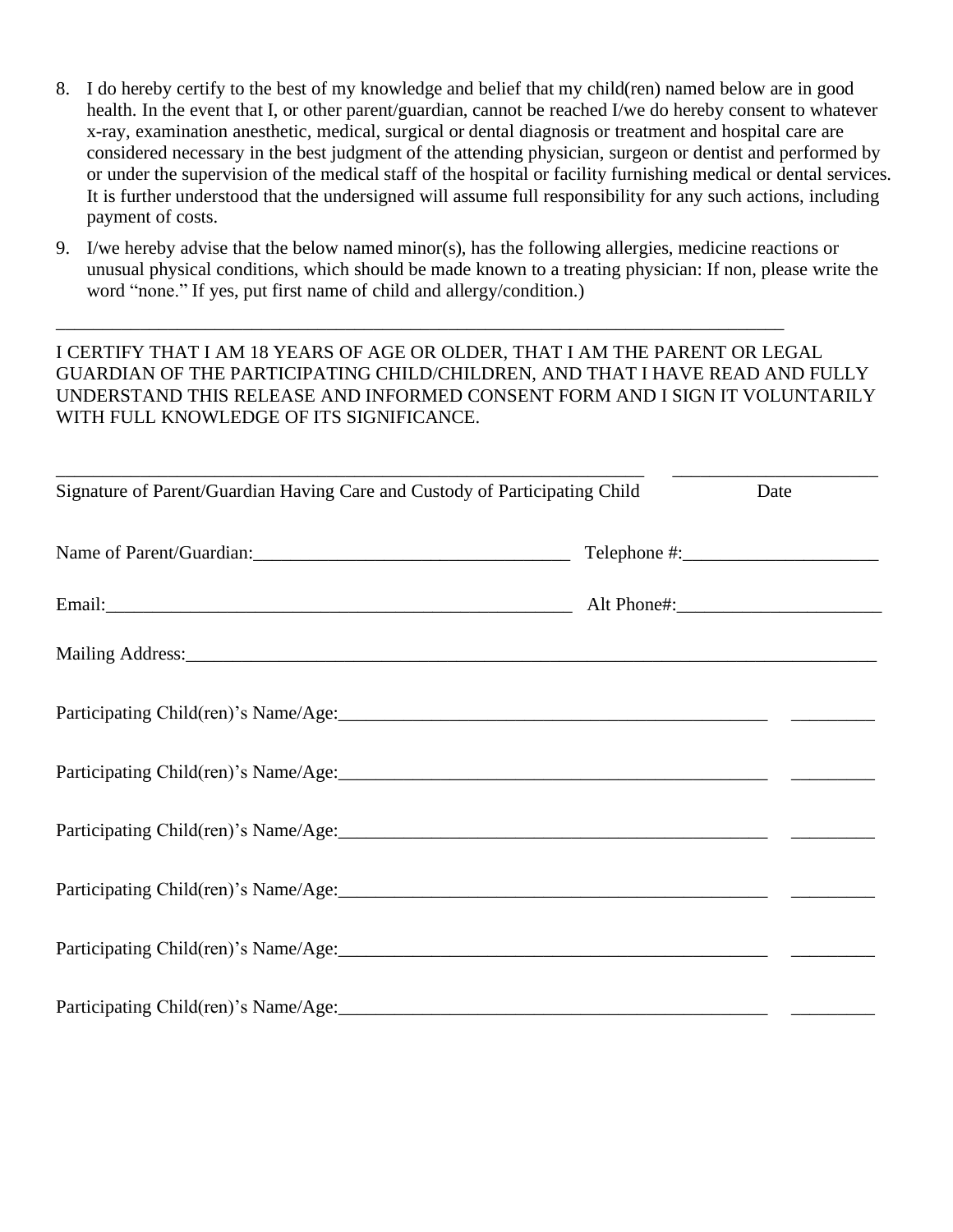8. I do hereby certify to the best of my knowledge and belief that my child(ren) named below are in good health. In the event that I, or other parent/guardian, cannot be reached I/we do hereby consent to whatever x-ray, examination anesthetic, medical, surgical or dental diagnosis or treatment and hospital care are considered necessary in the best judgment of the attending physician, surgeon or dentist and performed by or under the supervision of the medical staff of the hospital or facility furnishing medical or dental services. It is further understood that the undersigned will assume full responsibility for any such actions, including payment of costs.

9. I/we hereby advise that the below named minor(s), has the following allergies, medicine reactions or unusual physical conditions, which should be made known to a treating physician: If non, please write the word "none." If yes, put first name of child and allergy/condition.)

_______________________________________________________________________________

I CERTIFY THAT I AM 18 YEARS OF AGE OR OLDER, THAT I AM THE PARENT OR LEGAL GUARDIAN OF THE PARTICIPATING CHILD/CHILDREN, AND THAT I HAVE READ AND FULLY UNDERSTAND THIS RELEASE AND INFORMED CONSENT FORM AND I SIGN IT VOLUNTARILY WITH FULL KNOWLEDGE OF ITS SIGNIFICANCE.

_______________________________________________________________ ______________________

Signature of Parent/Guardian Having Care and Custody of Participating Child Date

Name of Parent/Guardian:__________________________________ Telephone #:____________________

Email:__________________________________________________ Alt Phone#:_____________________

Mailing Address:________________________________________________________________________

Participating Child(ren)'s Name/Age:_____________________________________________ _________

Participating Child(ren)'s Name/Age:_____________________________________________ _________

Participating Child(ren)'s Name/Age:_____________________________________________ _________

Participating Child(ren)'s Name/Age:_____________________________________________ _________

Participating Child(ren)'s Name/Age:_____________________________________________ _________

Participating Child(ren)'s Name/Age:_____________________________________________ _________